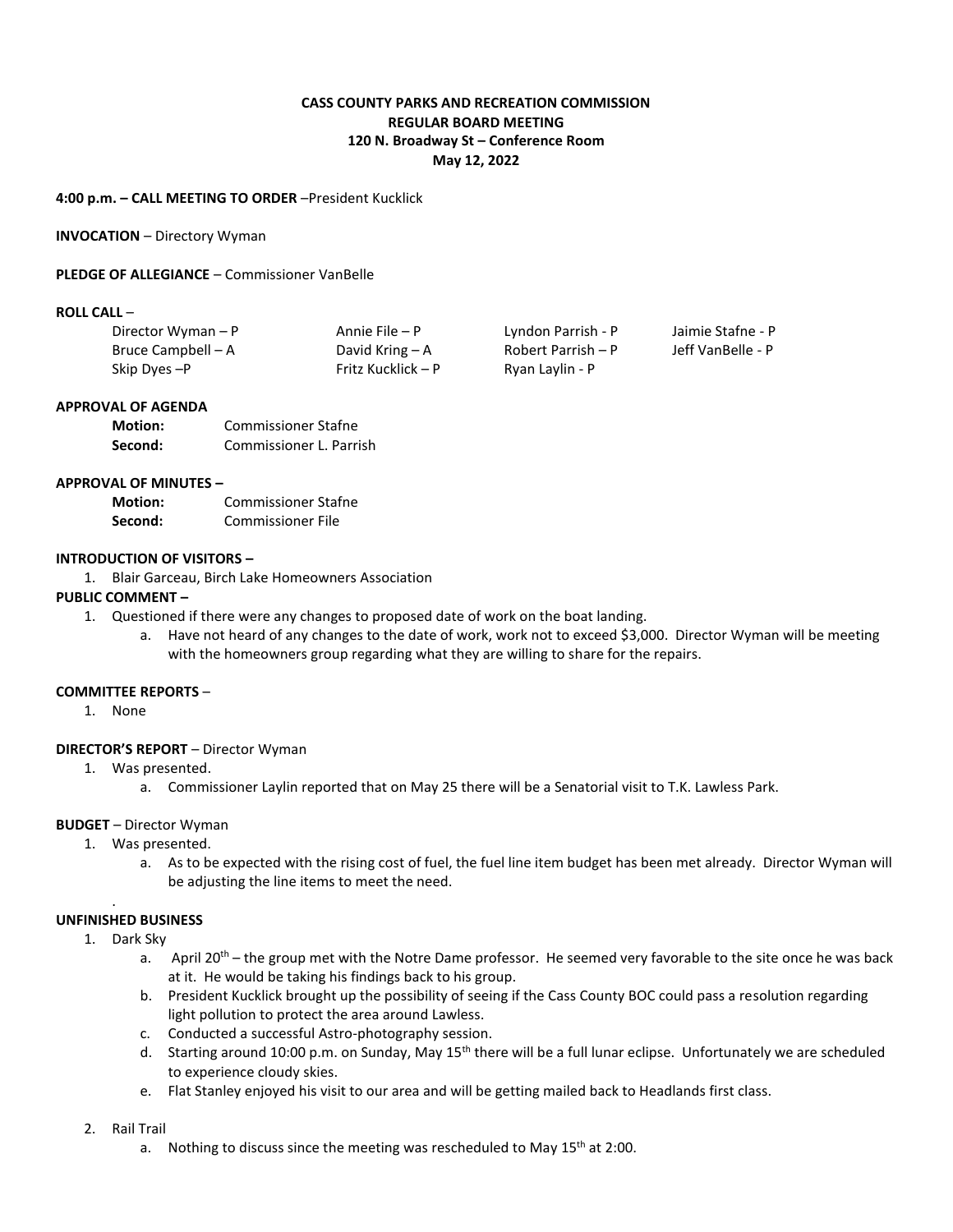**CASS COUNTY PARKS AND RECREATION COMMISSION**
**REGULAR BOARD MEETING**
**120 N. Broadway St – Conference Room**
**May 12, 2022**

**4:00 p.m. – CALL MEETING TO ORDER** –President Kucklick

**INVOCATION** – Directory Wyman

**PLEDGE OF ALLEGIANCE** – Commissioner VanBelle

**ROLL CALL** –

| | | | |
|---|---|---|---|
| Director Wyman – P | Annie File – P | Lyndon Parrish - P | Jaimie Stafne - P |
| Bruce Campbell – A | David Kring – A | Robert Parrish – P | Jeff VanBelle - P |
| Skip Dyes –P | Fritz Kucklick – P | Ryan Laylin - P | |

**APPROVAL OF AGENDA**

**Motion:** Commissioner Stafne
**Second:** Commissioner L. Parrish

**APPROVAL OF MINUTES –**

**Motion:** Commissioner Stafne
**Second:** Commissioner File

**INTRODUCTION OF VISITORS –**

1. Blair Garceau, Birch Lake Homeowners Association

**PUBLIC COMMENT –**

1. Questioned if there were any changes to proposed date of work on the boat landing.
   a. Have not heard of any changes to the date of work, work not to exceed $3,000. Director Wyman will be meeting with the homeowners group regarding what they are willing to share for the repairs.

**COMMITTEE REPORTS** –

1. None

**DIRECTOR'S REPORT** – Director Wyman

1. Was presented.
   a. Commissioner Laylin reported that on May 25 there will be a Senatorial visit to T.K. Lawless Park.

**BUDGET** – Director Wyman

1. Was presented.
   a. As to be expected with the rising cost of fuel, the fuel line item budget has been met already. Director Wyman will be adjusting the line items to meet the need.

.

**UNFINISHED BUSINESS**

1. Dark Sky
   a. April 20th – the group met with the Notre Dame professor. He seemed very favorable to the site once he was back at it. He would be taking his findings back to his group.
   b. President Kucklick brought up the possibility of seeing if the Cass County BOC could pass a resolution regarding light pollution to protect the area around Lawless.
   c. Conducted a successful Astro-photography session.
   d. Starting around 10:00 p.m. on Sunday, May 15th there will be a full lunar eclipse. Unfortunately we are scheduled to experience cloudy skies.
   e. Flat Stanley enjoyed his visit to our area and will be getting mailed back to Headlands first class.

2. Rail Trail
   a. Nothing to discuss since the meeting was rescheduled to May 15th at 2:00.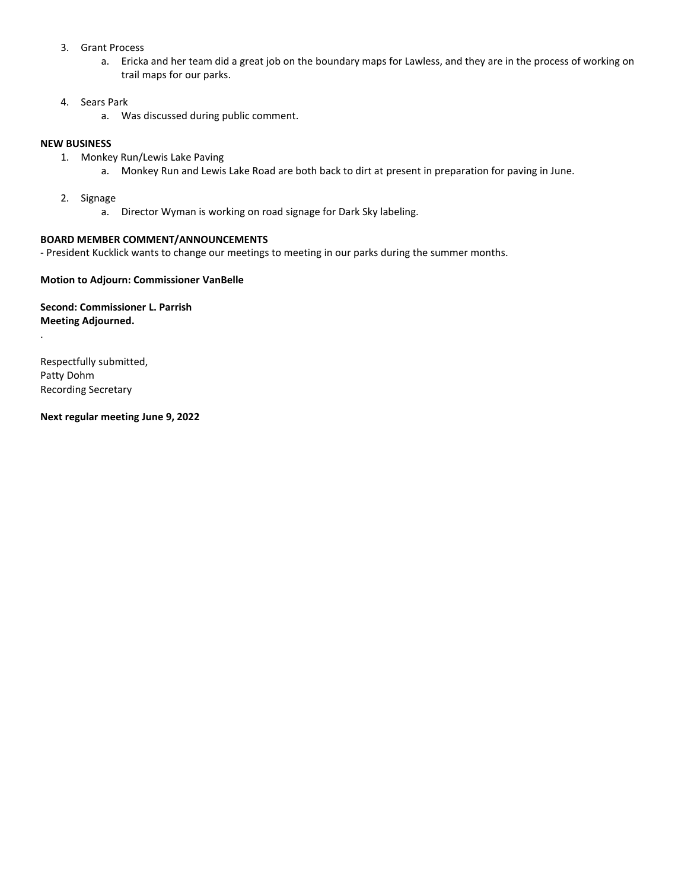3. Grant Process
    a. Ericka and her team did a great job on the boundary maps for Lawless, and they are in the process of working on trail maps for our parks.

4. Sears Park
    a. Was discussed during public comment.

**NEW BUSINESS**

1. Monkey Run/Lewis Lake Paving
    a. Monkey Run and Lewis Lake Road are both back to dirt at present in preparation for paving in June.

2. Signage
    a. Director Wyman is working on road signage for Dark Sky labeling.

**BOARD MEMBER COMMENT/ANNOUNCEMENTS**

- President Kucklick wants to change our meetings to meeting in our parks during the summer months.

**Motion to Adjourn: Commissioner VanBelle**

**Second: Commissioner L. Parrish**
**Meeting Adjourned.**

.

Respectfully submitted,
Patty Dohm
Recording Secretary

**Next regular meeting June 9, 2022**